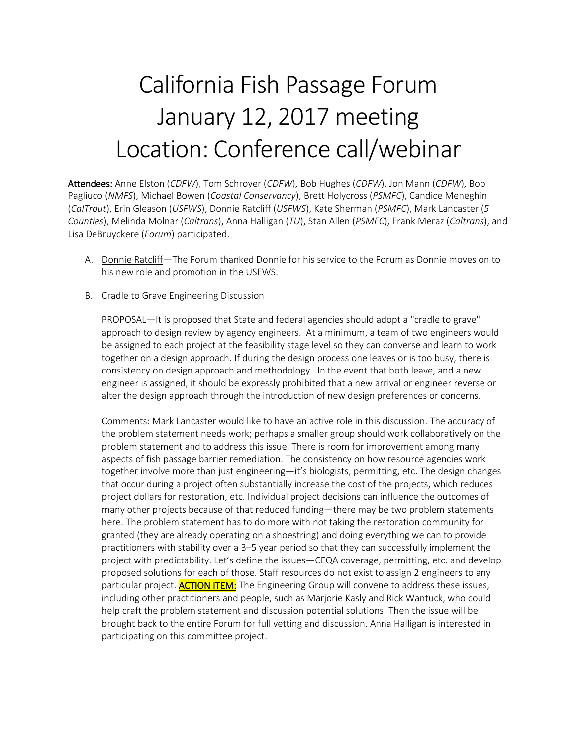# California Fish Passage Forum
# January 12, 2017 meeting
# Location: Conference call/webinar

**Attendees:** Anne Elston (*CDFW*), Tom Schroyer (*CDFW*), Bob Hughes (*CDFW*), Jon Mann (*CDFW*), Bob Pagliuco (*NMFS*), Michael Bowen (*Coastal Conservancy*), Brett Holycross (*PSMFC*), Candice Meneghin (*CalTrout*), Erin Gleason (*USFWS*), Donnie Ratcliff (*USFWS*), Kate Sherman (*PSMFC*), Mark Lancaster (*5 Counties*), Melinda Molnar (*Caltrans*), Anna Halligan (*TU*), Stan Allen (*PSMFC*), Frank Meraz (*Caltrans*), and Lisa DeBruyckere (*Forum*) participated.

A. Donnie Ratcliff—The Forum thanked Donnie for his service to the Forum as Donnie moves on to his new role and promotion in the USFWS.

B. Cradle to Grave Engineering Discussion

   PROPOSAL—It is proposed that State and federal agencies should adopt a "cradle to grave" approach to design review by agency engineers. At a minimum, a team of two engineers would be assigned to each project at the feasibility stage level so they can converse and learn to work together on a design approach. If during the design process one leaves or is too busy, there is consistency on design approach and methodology. In the event that both leave, and a new engineer is assigned, it should be expressly prohibited that a new arrival or engineer reverse or alter the design approach through the introduction of new design preferences or concerns.

   Comments: Mark Lancaster would like to have an active role in this discussion. The accuracy of the problem statement needs work; perhaps a smaller group should work collaboratively on the problem statement and to address this issue. There is room for improvement among many aspects of fish passage barrier remediation. The consistency on how resource agencies work together involve more than just engineering—it's biologists, permitting, etc. The design changes that occur during a project often substantially increase the cost of the projects, which reduces project dollars for restoration, etc. Individual project decisions can influence the outcomes of many other projects because of that reduced funding—there may be two problem statements here. The problem statement has to do more with not taking the restoration community for granted (they are already operating on a shoestring) and doing everything we can to provide practitioners with stability over a 3–5 year period so that they can successfully implement the project with predictability. Let's define the issues—CEQA coverage, permitting, etc. and develop proposed solutions for each of those. Staff resources do not exist to assign 2 engineers to any particular project. **ACTION ITEM:** The Engineering Group will convene to address these issues, including other practitioners and people, such as Marjorie Kasly and Rick Wantuck, who could help craft the problem statement and discussion potential solutions. Then the issue will be brought back to the entire Forum for full vetting and discussion. Anna Halligan is interested in participating on this committee project.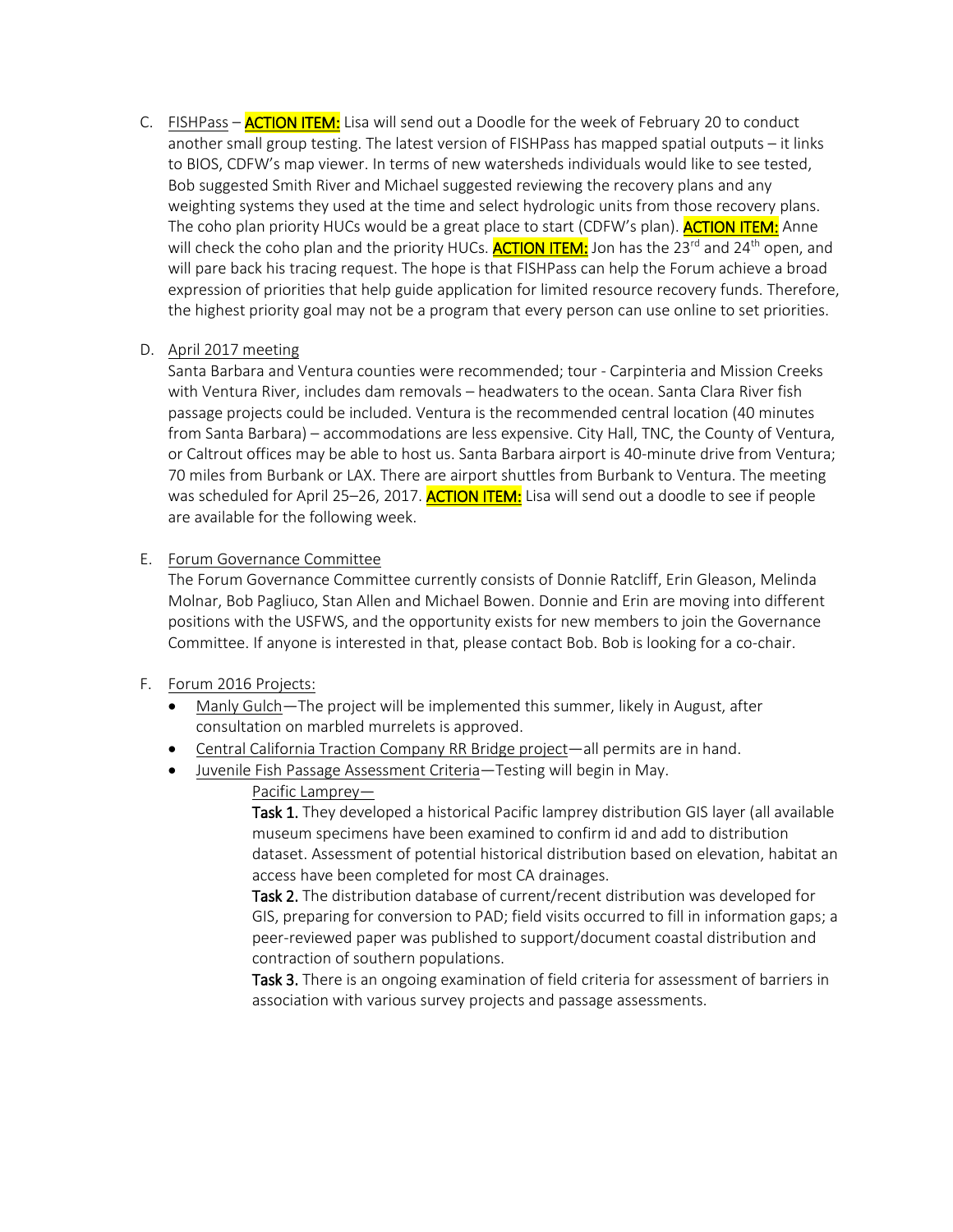C. FISHPass – **ACTION ITEM:** Lisa will send out a Doodle for the week of February 20 to conduct another small group testing. The latest version of FISHPass has mapped spatial outputs – it links to BIOS, CDFW's map viewer. In terms of new watersheds individuals would like to see tested, Bob suggested Smith River and Michael suggested reviewing the recovery plans and any weighting systems they used at the time and select hydrologic units from those recovery plans. The coho plan priority HUCs would be a great place to start (CDFW's plan). **ACTION ITEM:** Anne will check the coho plan and the priority HUCs. **ACTION ITEM:** Jon has the 23rd and 24th open, and will pare back his tracing request. The hope is that FISHPass can help the Forum achieve a broad expression of priorities that help guide application for limited resource recovery funds. Therefore, the highest priority goal may not be a program that every person can use online to set priorities.

D. April 2017 meeting

Santa Barbara and Ventura counties were recommended; tour - Carpinteria and Mission Creeks with Ventura River, includes dam removals – headwaters to the ocean. Santa Clara River fish passage projects could be included. Ventura is the recommended central location (40 minutes from Santa Barbara) – accommodations are less expensive. City Hall, TNC, the County of Ventura, or Caltrout offices may be able to host us. Santa Barbara airport is 40-minute drive from Ventura; 70 miles from Burbank or LAX. There are airport shuttles from Burbank to Ventura. The meeting was scheduled for April 25–26, 2017. **ACTION ITEM:** Lisa will send out a doodle to see if people are available for the following week.

E. Forum Governance Committee

The Forum Governance Committee currently consists of Donnie Ratcliff, Erin Gleason, Melinda Molnar, Bob Pagliuco, Stan Allen and Michael Bowen. Donnie and Erin are moving into different positions with the USFWS, and the opportunity exists for new members to join the Governance Committee. If anyone is interested in that, please contact Bob. Bob is looking for a co-chair.

F. Forum 2016 Projects:

- Manly Gulch—The project will be implemented this summer, likely in August, after consultation on marbled murrelets is approved.
- Central California Traction Company RR Bridge project—all permits are in hand.
- Juvenile Fish Passage Assessment Criteria—Testing will begin in May.

  Pacific Lamprey—

  **Task 1.** They developed a historical Pacific lamprey distribution GIS layer (all available museum specimens have been examined to confirm id and add to distribution dataset. Assessment of potential historical distribution based on elevation, habitat an access have been completed for most CA drainages.

  **Task 2.** The distribution database of current/recent distribution was developed for GIS, preparing for conversion to PAD; field visits occurred to fill in information gaps; a peer-reviewed paper was published to support/document coastal distribution and contraction of southern populations.

  **Task 3.** There is an ongoing examination of field criteria for assessment of barriers in association with various survey projects and passage assessments.